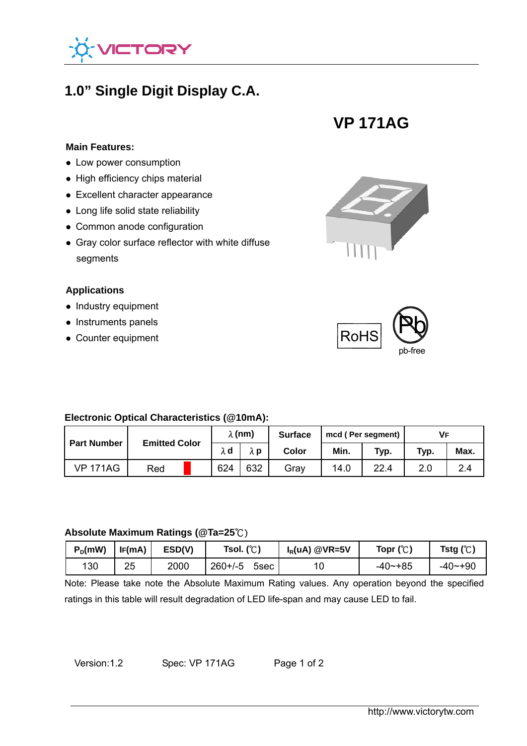# 1.0" Single Digit Display C.A.

## VP 171AG

**Main Features:**

- Low power consumption
- High efficiency chips material
- Excellent character appearance
- Long life solid state reliability
- Common anode configuration
- Gray color surface reflector with white diffuse segments

**Applications**

- Industry equipment
- Instruments panels
- Counter equipment

RoHS

pb-free

**Electronic Optical Characteristics (@10mA):**

| Part Number | Emitted Color | λ (nm) | | Surface Color | mcd ( Per segment) | | $V_F$ | |
|---|---|---|---|---|---|---|---|---|
| | | λd | λp | | Min. | Typ. | Typ. | Max. |
| VP 171AG | Red | 624 | 632 | Gray | 14.0 | 22.4 | 2.0 | 2.4 |

**Absolute Maximum Ratings (@Ta=25℃)**

| $P_D$(mW) | IF(mA) | ESD(V) | Tsol. (℃) | $I_R$(uA) @VR=5V | Topr (℃) | Tstg (℃) |
|---|---|---|---|---|---|---|
| 130 | 25 | 2000 | 260+/-5 5sec | 10 | -40~+85 | -40~+90 |

Note: Please take note the Absolute Maximum Rating values. Any operation beyond the specified ratings in this table will result degradation of LED life-span and may cause LED to fail.

Version:1.2 Spec: VP 171AG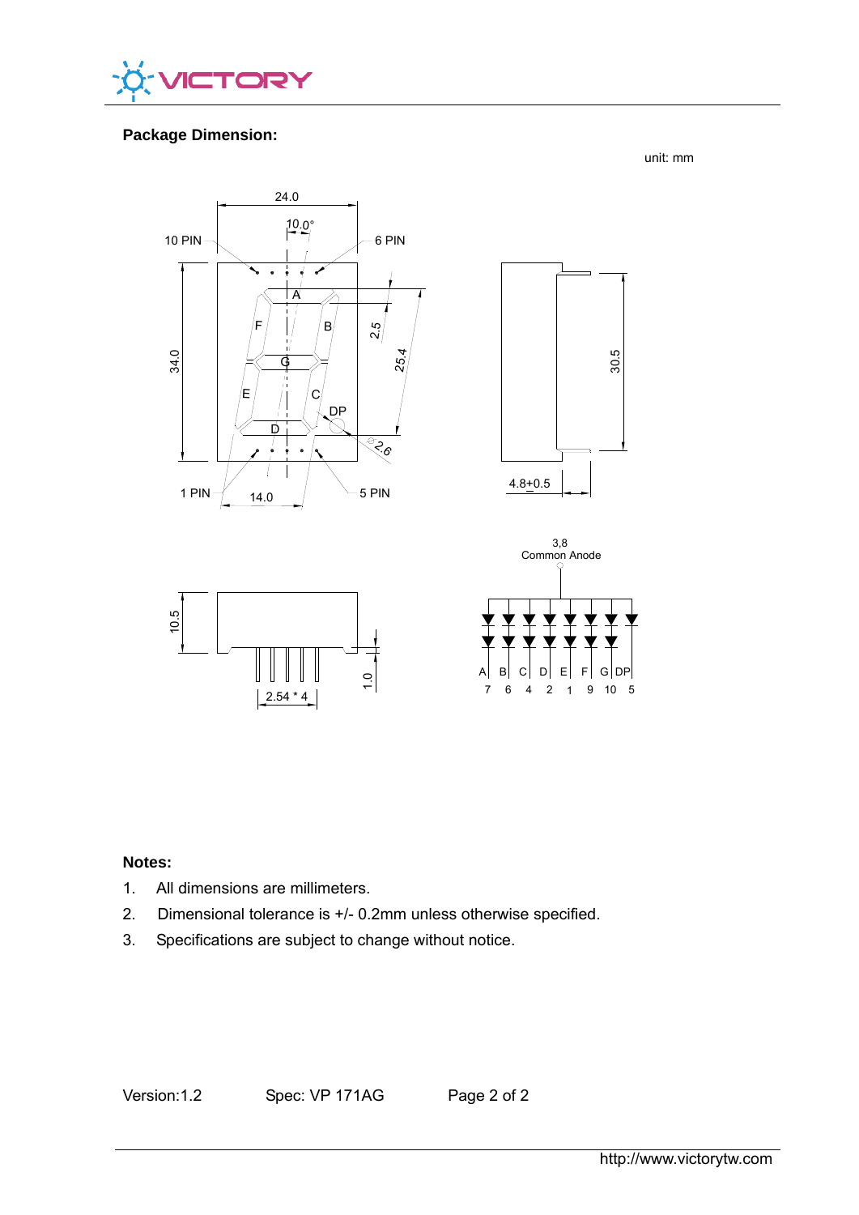## Package Dimension:

unit: mm

24.0

10.0°

10 PIN

6 PIN

34.0

A

F

B

2.5

25.4

G

E

C

DP

D

2.6

1 PIN

14.0

5 PIN

30.5

4.8+0.5

3,8
Common Anode

10.5

1.0

2.54 * 4

A B C D E F G DP

7 6 4 2 1 9 10 5

**Notes:**

1. All dimensions are millimeters.
2. Dimensional tolerance is +/- 0.2mm unless otherwise specified.
3. Specifications are subject to change without notice.

Version:1.2 Spec: VP 171AG

http://www.victorytw.com